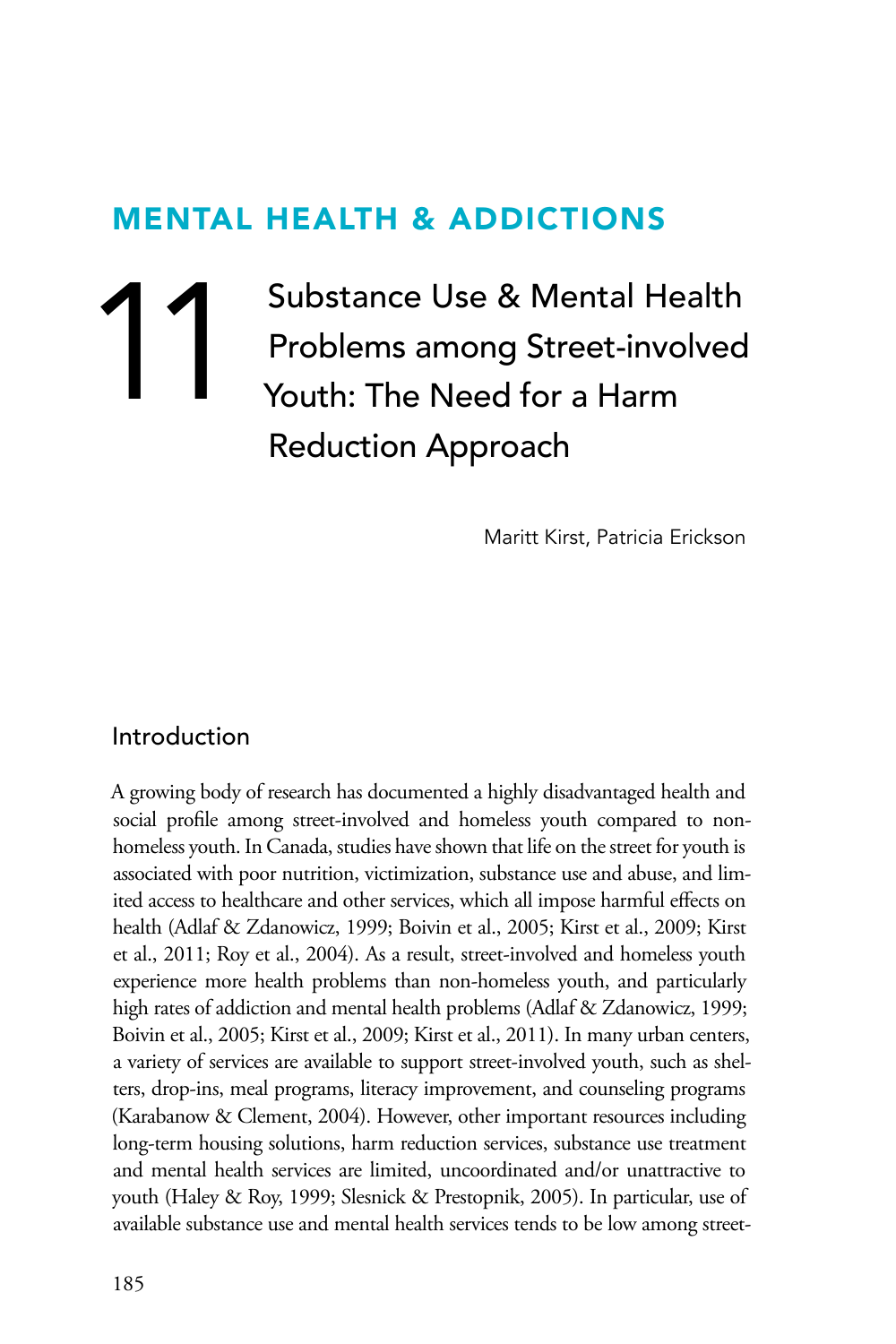# MENTAL HEALTH & ADDICTIONS

# 11 Substance Use & Mental Health Problems among Street-involved Youth: The Need for a Harm Reduction Approach

Maritt Kirst, Patricia Erickson

## Introduction

A growing body of research has documented a highly disadvantaged health and social profile among street-involved and homeless youth compared to non-homeless youth. In Canada, studies have shown that life on the street for youth is associated with poor nutrition, victimization, substance use and abuse, and limited access to healthcare and other services, which all impose harmful effects on health (Adlaf & Zdanowicz, 1999; Boivin et al., 2005; Kirst et al., 2009; Kirst et al., 2011; Roy et al., 2004). As a result, street-involved and homeless youth experience more health problems than non-homeless youth, and particularly high rates of addiction and mental health problems (Adlaf & Zdanowicz, 1999; Boivin et al., 2005; Kirst et al., 2009; Kirst et al., 2011). In many urban centers, a variety of services are available to support street-involved youth, such as shelters, drop-ins, meal programs, literacy improvement, and counseling programs (Karabanow & Clement, 2004). However, other important resources including long-term housing solutions, harm reduction services, substance use treatment and mental health services are limited, uncoordinated and/or unattractive to youth (Haley & Roy, 1999; Slesnick & Prestopnik, 2005). In particular, use of available substance use and mental health services tends to be low among street-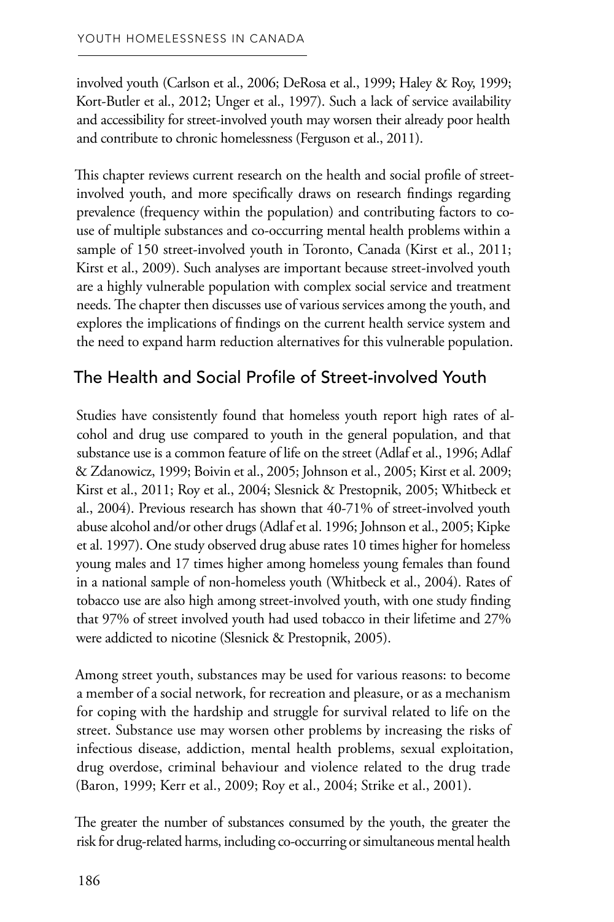involved youth (Carlson et al., 2006; DeRosa et al., 1999; Haley & Roy, 1999; Kort-Butler et al., 2012; Unger et al., 1997). Such a lack of service availability and accessibility for street-involved youth may worsen their already poor health and contribute to chronic homelessness (Ferguson et al., 2011).

This chapter reviews current research on the health and social profile of street-involved youth, and more specifically draws on research findings regarding prevalence (frequency within the population) and contributing factors to co-use of multiple substances and co-occurring mental health problems within a sample of 150 street-involved youth in Toronto, Canada (Kirst et al., 2011; Kirst et al., 2009). Such analyses are important because street-involved youth are a highly vulnerable population with complex social service and treatment needs. The chapter then discusses use of various services among the youth, and explores the implications of findings on the current health service system and the need to expand harm reduction alternatives for this vulnerable population.

## The Health and Social Profile of Street-involved Youth

Studies have consistently found that homeless youth report high rates of alcohol and drug use compared to youth in the general population, and that substance use is a common feature of life on the street (Adlaf et al., 1996; Adlaf & Zdanowicz, 1999; Boivin et al., 2005; Johnson et al., 2005; Kirst et al. 2009; Kirst et al., 2011; Roy et al., 2004; Slesnick & Prestopnik, 2005; Whitbeck et al., 2004). Previous research has shown that 40-71% of street-involved youth abuse alcohol and/or other drugs (Adlaf et al. 1996; Johnson et al., 2005; Kipke et al. 1997). One study observed drug abuse rates 10 times higher for homeless young males and 17 times higher among homeless young females than found in a national sample of non-homeless youth (Whitbeck et al., 2004). Rates of tobacco use are also high among street-involved youth, with one study finding that 97% of street involved youth had used tobacco in their lifetime and 27% were addicted to nicotine (Slesnick & Prestopnik, 2005).

Among street youth, substances may be used for various reasons: to become a member of a social network, for recreation and pleasure, or as a mechanism for coping with the hardship and struggle for survival related to life on the street. Substance use may worsen other problems by increasing the risks of infectious disease, addiction, mental health problems, sexual exploitation, drug overdose, criminal behaviour and violence related to the drug trade (Baron, 1999; Kerr et al., 2009; Roy et al., 2004; Strike et al., 2001).

The greater the number of substances consumed by the youth, the greater the risk for drug-related harms, including co-occurring or simultaneous mental health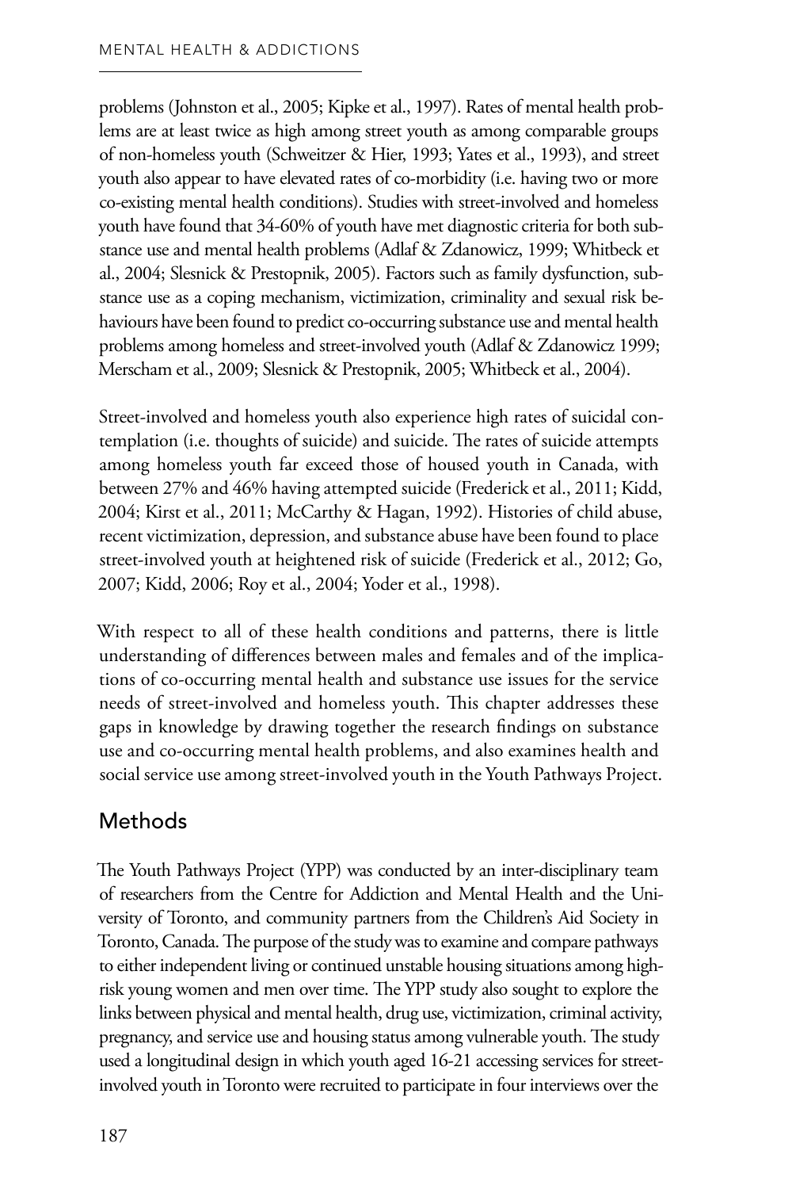problems (Johnston et al., 2005; Kipke et al., 1997). Rates of mental health problems are at least twice as high among street youth as among comparable groups of non-homeless youth (Schweitzer & Hier, 1993; Yates et al., 1993), and street youth also appear to have elevated rates of co-morbidity (i.e. having two or more co-existing mental health conditions). Studies with street-involved and homeless youth have found that 34-60% of youth have met diagnostic criteria for both substance use and mental health problems (Adlaf & Zdanowicz, 1999; Whitbeck et al., 2004; Slesnick & Prestopnik, 2005). Factors such as family dysfunction, substance use as a coping mechanism, victimization, criminality and sexual risk behaviours have been found to predict co-occurring substance use and mental health problems among homeless and street-involved youth (Adlaf & Zdanowicz 1999; Merscham et al., 2009; Slesnick & Prestopnik, 2005; Whitbeck et al., 2004).

Street-involved and homeless youth also experience high rates of suicidal contemplation (i.e. thoughts of suicide) and suicide. The rates of suicide attempts among homeless youth far exceed those of housed youth in Canada, with between 27% and 46% having attempted suicide (Frederick et al., 2011; Kidd, 2004; Kirst et al., 2011; McCarthy & Hagan, 1992). Histories of child abuse, recent victimization, depression, and substance abuse have been found to place street-involved youth at heightened risk of suicide (Frederick et al., 2012; Go, 2007; Kidd, 2006; Roy et al., 2004; Yoder et al., 1998).

With respect to all of these health conditions and patterns, there is little understanding of differences between males and females and of the implications of co-occurring mental health and substance use issues for the service needs of street-involved and homeless youth. This chapter addresses these gaps in knowledge by drawing together the research findings on substance use and co-occurring mental health problems, and also examines health and social service use among street-involved youth in the Youth Pathways Project.

## Methods

The Youth Pathways Project (YPP) was conducted by an inter-disciplinary team of researchers from the Centre for Addiction and Mental Health and the University of Toronto, and community partners from the Children's Aid Society in Toronto, Canada. The purpose of the study was to examine and compare pathways to either independent living or continued unstable housing situations among high-risk young women and men over time. The YPP study also sought to explore the links between physical and mental health, drug use, victimization, criminal activity, pregnancy, and service use and housing status among vulnerable youth. The study used a longitudinal design in which youth aged 16-21 accessing services for street-involved youth in Toronto were recruited to participate in four interviews over the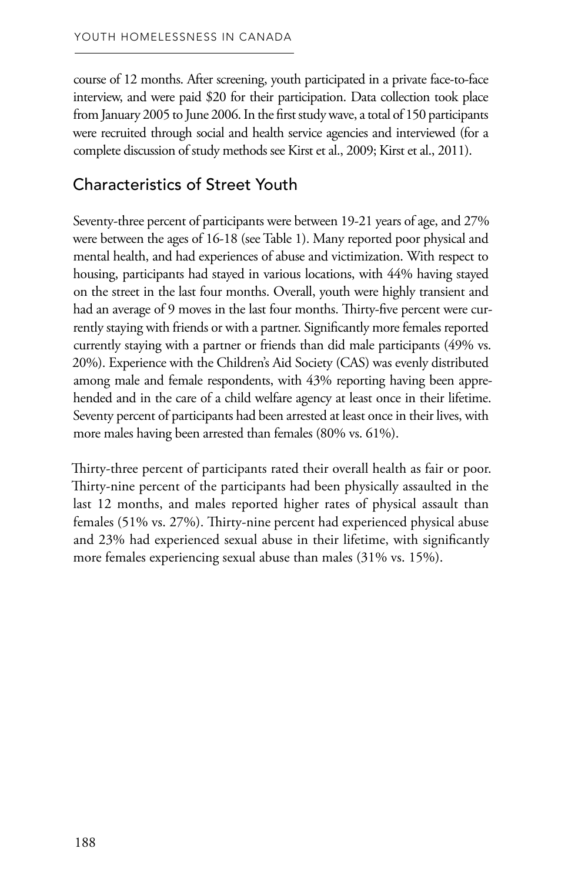course of 12 months. After screening, youth participated in a private face-to-face interview, and were paid $20 for their participation. Data collection took place from January 2005 to June 2006. In the first study wave, a total of 150 participants were recruited through social and health service agencies and interviewed (for a complete discussion of study methods see Kirst et al., 2009; Kirst et al., 2011).

## Characteristics of Street Youth

Seventy-three percent of participants were between 19-21 years of age, and 27% were between the ages of 16-18 (see Table 1). Many reported poor physical and mental health, and had experiences of abuse and victimization. With respect to housing, participants had stayed in various locations, with 44% having stayed on the street in the last four months. Overall, youth were highly transient and had an average of 9 moves in the last four months. Thirty-five percent were currently staying with friends or with a partner. Significantly more females reported currently staying with a partner or friends than did male participants (49% vs. 20%). Experience with the Children's Aid Society (CAS) was evenly distributed among male and female respondents, with 43% reporting having been apprehended and in the care of a child welfare agency at least once in their lifetime. Seventy percent of participants had been arrested at least once in their lives, with more males having been arrested than females (80% vs. 61%).

Thirty-three percent of participants rated their overall health as fair or poor. Thirty-nine percent of the participants had been physically assaulted in the last 12 months, and males reported higher rates of physical assault than females (51% vs. 27%). Thirty-nine percent had experienced physical abuse and 23% had experienced sexual abuse in their lifetime, with significantly more females experiencing sexual abuse than males (31% vs. 15%).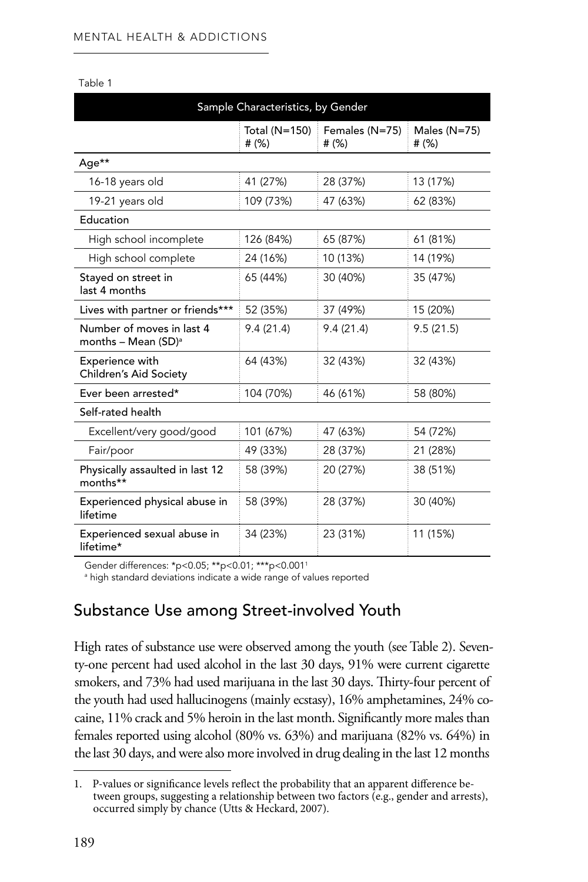Table 1

| Sample Characteristics, by Gender | | | |
|---|---|---|---|
| | Total (N=150) # (%) | Females (N=75) # (%) | Males (N=75) # (%) |
| Age** | | | |
| 16-18 years old | 41 (27%) | 28 (37%) | 13 (17%) |
| 19-21 years old | 109 (73%) | 47 (63%) | 62 (83%) |
| Education | | | |
| High school incomplete | 126 (84%) | 65 (87%) | 61 (81%) |
| High school complete | 24 (16%) | 10 (13%) | 14 (19%) |
| Stayed on street in last 4 months | 65 (44%) | 30 (40%) | 35 (47%) |
| Lives with partner or friends*** | 52 (35%) | 37 (49%) | 15 (20%) |
| Number of moves in last 4 months – Mean (SD)[a] | 9.4 (21.4) | 9.4 (21.4) | 9.5 (21.5) |
| Experience with Children's Aid Society | 64 (43%) | 32 (43%) | 32 (43%) |
| Ever been arrested* | 104 (70%) | 46 (61%) | 58 (80%) |
| Self-rated health | | | |
| Excellent/very good/good | 101 (67%) | 47 (63%) | 54 (72%) |
| Fair/poor | 49 (33%) | 28 (37%) | 21 (28%) |
| Physically assaulted in last 12 months** | 58 (39%) | 20 (27%) | 38 (51%) |
| Experienced physical abuse in lifetime | 58 (39%) | 28 (37%) | 30 (40%) |
| Experienced sexual abuse in lifetime* | 34 (23%) | 23 (31%) | 11 (15%) |

Gender differences: *p<0.05; **p<0.01; ***p<0.001[1]

[a] high standard deviations indicate a wide range of values reported

## Substance Use among Street-involved Youth

High rates of substance use were observed among the youth (see Table 2). Seventy-one percent had used alcohol in the last 30 days, 91% were current cigarette smokers, and 73% had used marijuana in the last 30 days. Thirty-four percent of the youth had used hallucinogens (mainly ecstasy), 16% amphetamines, 24% cocaine, 11% crack and 5% heroin in the last month. Significantly more males than females reported using alcohol (80% vs. 63%) and marijuana (82% vs. 64%) in the last 30 days, and were also more involved in drug dealing in the last 12 months

1. P-values or significance levels reflect the probability that an apparent difference between groups, suggesting a relationship between two factors (e.g., gender and arrests), occurred simply by chance (Utts & Heckard, 2007).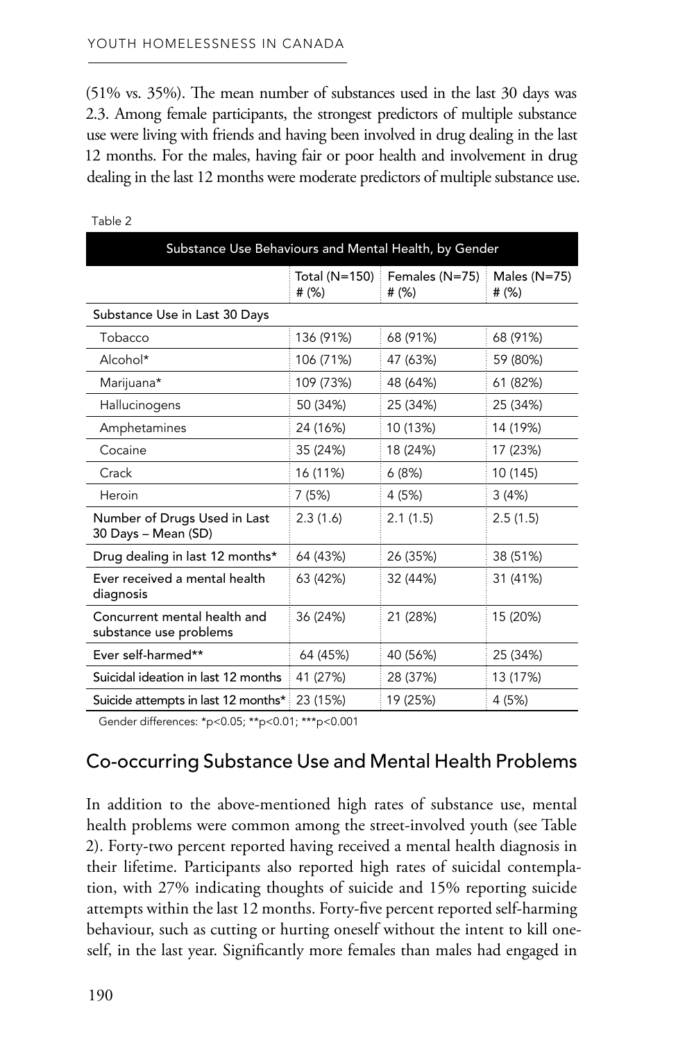(51% vs. 35%). The mean number of substances used in the last 30 days was 2.3. Among female participants, the strongest predictors of multiple substance use were living with friends and having been involved in drug dealing in the last 12 months. For the males, having fair or poor health and involvement in drug dealing in the last 12 months were moderate predictors of multiple substance use.

Table 2

| Substance Use Behaviours and Mental Health, by Gender | | | |
|---|---|---|---|
| | Total (N=150) # (%) | Females (N=75) # (%) | Males (N=75) # (%) |
| Substance Use in Last 30 Days | | | |
| Tobacco | 136 (91%) | 68 (91%) | 68 (91%) |
| Alcohol* | 106 (71%) | 47 (63%) | 59 (80%) |
| Marijuana* | 109 (73%) | 48 (64%) | 61 (82%) |
| Hallucinogens | 50 (34%) | 25 (34%) | 25 (34%) |
| Amphetamines | 24 (16%) | 10 (13%) | 14 (19%) |
| Cocaine | 35 (24%) | 18 (24%) | 17 (23%) |
| Crack | 16 (11%) | 6 (8%) | 10 (145) |
| Heroin | 7 (5%) | 4 (5%) | 3 (4%) |
| Number of Drugs Used in Last 30 Days – Mean (SD) | 2.3 (1.6) | 2.1 (1.5) | 2.5 (1.5) |
| Drug dealing in last 12 months* | 64 (43%) | 26 (35%) | 38 (51%) |
| Ever received a mental health diagnosis | 63 (42%) | 32 (44%) | 31 (41%) |
| Concurrent mental health and substance use problems | 36 (24%) | 21 (28%) | 15 (20%) |
| Ever self-harmed** | 64 (45%) | 40 (56%) | 25 (34%) |
| Suicidal ideation in last 12 months | 41 (27%) | 28 (37%) | 13 (17%) |
| Suicide attempts in last 12 months* | 23 (15%) | 19 (25%) | 4 (5%) |

Gender differences: *$p<0.05$; **$p<0.01$; ***$p<0.001$

## Co-occurring Substance Use and Mental Health Problems

In addition to the above-mentioned high rates of substance use, mental health problems were common among the street-involved youth (see Table 2). Forty-two percent reported having received a mental health diagnosis in their lifetime. Participants also reported high rates of suicidal contemplation, with 27% indicating thoughts of suicide and 15% reporting suicide attempts within the last 12 months. Forty-five percent reported self-harming behaviour, such as cutting or hurting oneself without the intent to kill oneself, in the last year. Significantly more females than males had engaged in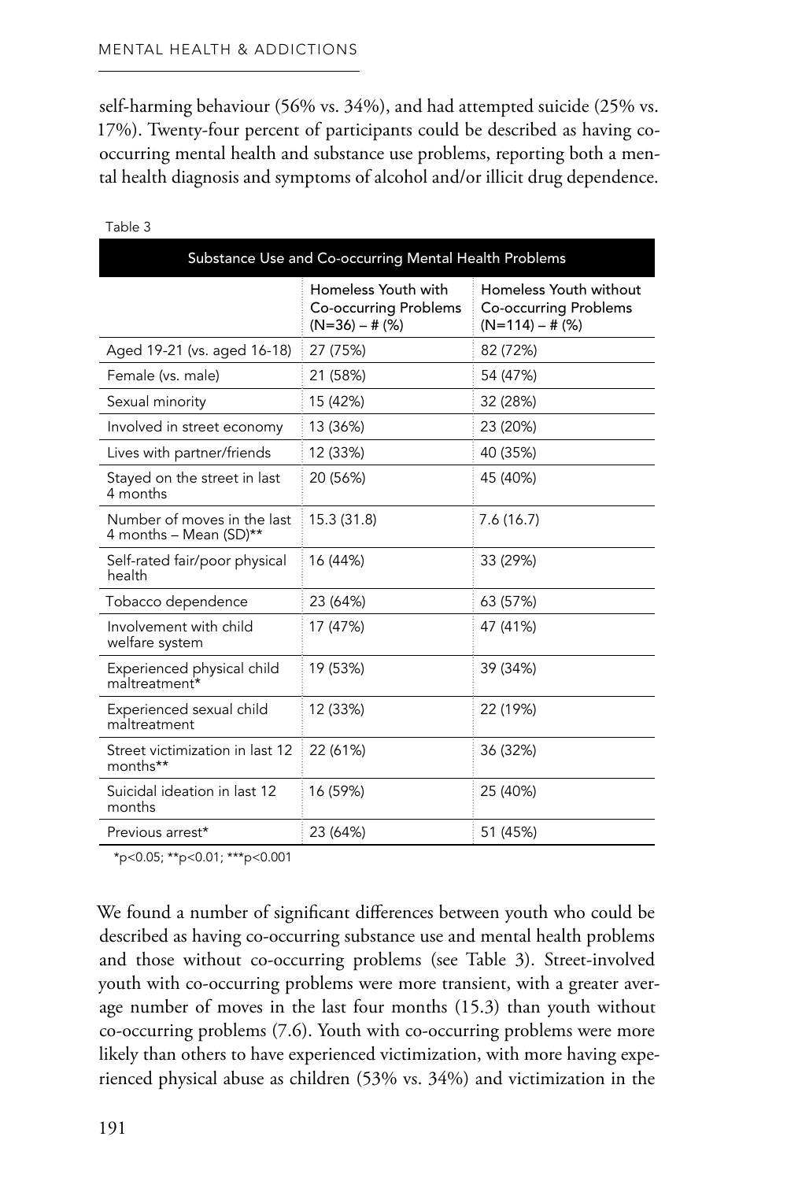self-harming behaviour (56% vs. 34%), and had attempted suicide (25% vs. 17%). Twenty-four percent of participants could be described as having co-occurring mental health and substance use problems, reporting both a mental health diagnosis and symptoms of alcohol and/or illicit drug dependence.

Table 3

| Substance Use and Co-occurring Mental Health Problems | | |
|---|---|---|
| | Homeless Youth with Co-occurring Problems (N=36) – # (%) | Homeless Youth without Co-occurring Problems (N=114) – # (%) |
| Aged 19-21 (vs. aged 16-18) | 27 (75%) | 82 (72%) |
| Female (vs. male) | 21 (58%) | 54 (47%) |
| Sexual minority | 15 (42%) | 32 (28%) |
| Involved in street economy | 13 (36%) | 23 (20%) |
| Lives with partner/friends | 12 (33%) | 40 (35%) |
| Stayed on the street in last 4 months | 20 (56%) | 45 (40%) |
| Number of moves in the last 4 months – Mean (SD)** | 15.3 (31.8) | 7.6 (16.7) |
| Self-rated fair/poor physical health | 16 (44%) | 33 (29%) |
| Tobacco dependence | 23 (64%) | 63 (57%) |
| Involvement with child welfare system | 17 (47%) | 47 (41%) |
| Experienced physical child maltreatment* | 19 (53%) | 39 (34%) |
| Experienced sexual child maltreatment | 12 (33%) | 22 (19%) |
| Street victimization in last 12 months** | 22 (61%) | 36 (32%) |
| Suicidal ideation in last 12 months | 16 (59%) | 25 (40%) |
| Previous arrest* | 23 (64%) | 51 (45%) |

*$p<0.05$; **$p<0.01$; ***$p<0.001$

We found a number of significant differences between youth who could be described as having co-occurring substance use and mental health problems and those without co-occurring problems (see Table 3). Street-involved youth with co-occurring problems were more transient, with a greater average number of moves in the last four months (15.3) than youth without co-occurring problems (7.6). Youth with co-occurring problems were more likely than others to have experienced victimization, with more having experienced physical abuse as children (53% vs. 34%) and victimization in the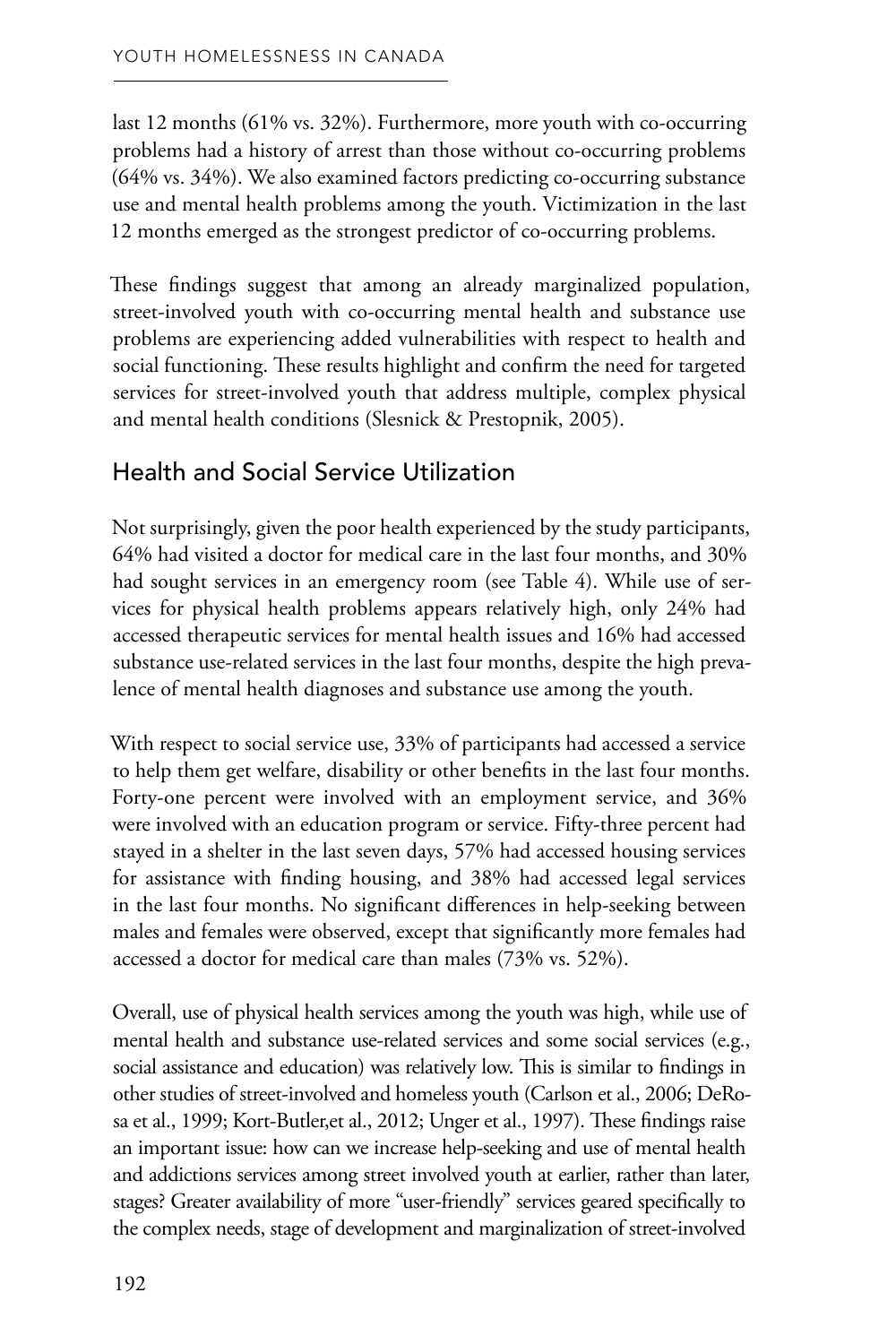last 12 months (61% vs. 32%). Furthermore, more youth with co-occurring problems had a history of arrest than those without co-occurring problems (64% vs. 34%). We also examined factors predicting co-occurring substance use and mental health problems among the youth. Victimization in the last 12 months emerged as the strongest predictor of co-occurring problems.

These findings suggest that among an already marginalized population, street-involved youth with co-occurring mental health and substance use problems are experiencing added vulnerabilities with respect to health and social functioning. These results highlight and confirm the need for targeted services for street-involved youth that address multiple, complex physical and mental health conditions (Slesnick & Prestopnik, 2005).

## Health and Social Service Utilization

Not surprisingly, given the poor health experienced by the study participants, 64% had visited a doctor for medical care in the last four months, and 30% had sought services in an emergency room (see Table 4). While use of services for physical health problems appears relatively high, only 24% had accessed therapeutic services for mental health issues and 16% had accessed substance use-related services in the last four months, despite the high prevalence of mental health diagnoses and substance use among the youth.

With respect to social service use, 33% of participants had accessed a service to help them get welfare, disability or other benefits in the last four months. Forty-one percent were involved with an employment service, and 36% were involved with an education program or service. Fifty-three percent had stayed in a shelter in the last seven days, 57% had accessed housing services for assistance with finding housing, and 38% had accessed legal services in the last four months. No significant differences in help-seeking between males and females were observed, except that significantly more females had accessed a doctor for medical care than males (73% vs. 52%).

Overall, use of physical health services among the youth was high, while use of mental health and substance use-related services and some social services (e.g., social assistance and education) was relatively low. This is similar to findings in other studies of street-involved and homeless youth (Carlson et al., 2006; DeRosa et al., 1999; Kort-Butler,et al., 2012; Unger et al., 1997). These findings raise an important issue: how can we increase help-seeking and use of mental health and addictions services among street involved youth at earlier, rather than later, stages? Greater availability of more "user-friendly" services geared specifically to the complex needs, stage of development and marginalization of street-involved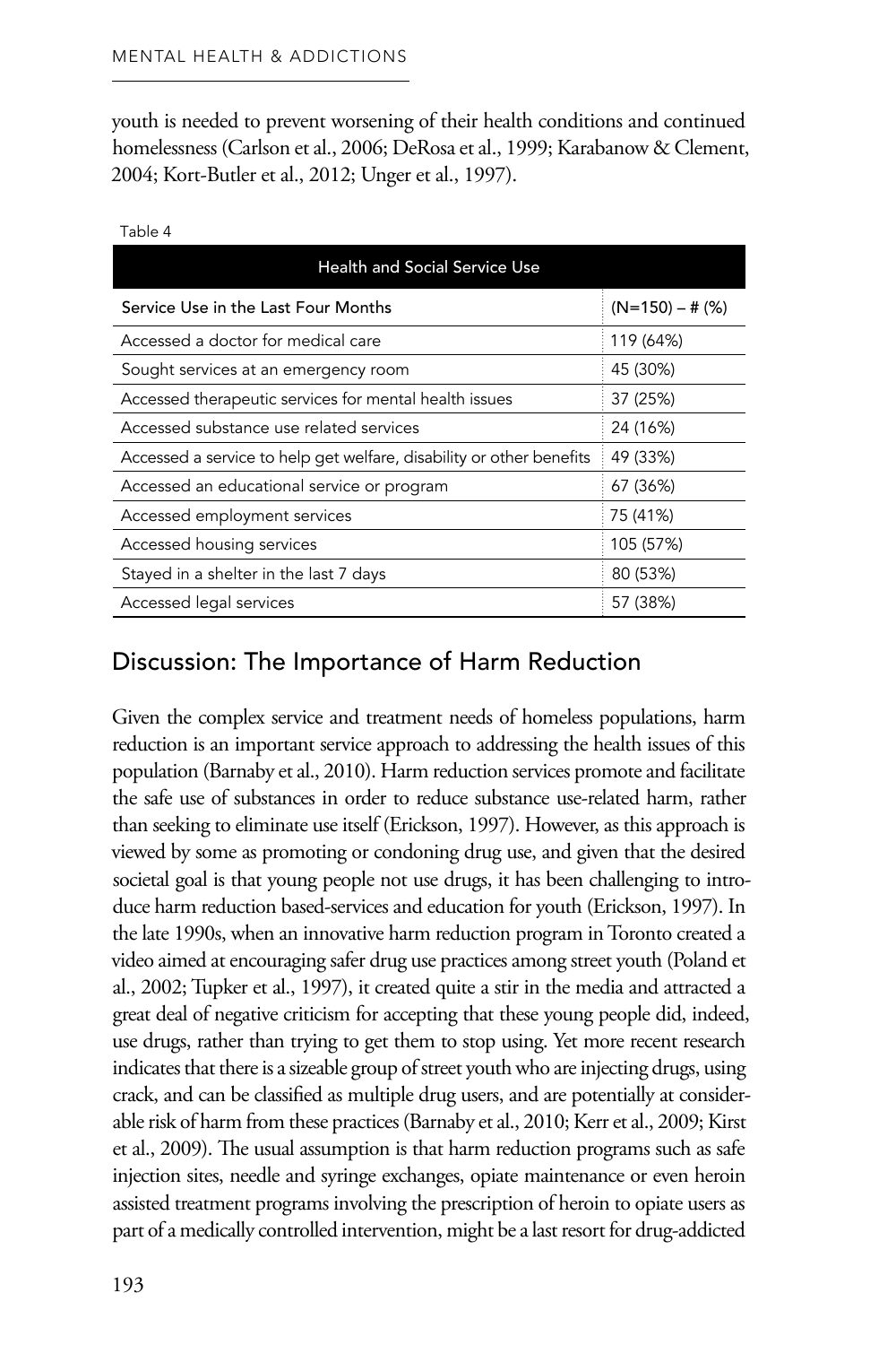youth is needed to prevent worsening of their health conditions and continued homelessness (Carlson et al., 2006; DeRosa et al., 1999; Karabanow & Clement, 2004; Kort-Butler et al., 2012; Unger et al., 1997).

Table 4

| Health and Social Service Use | |
|---|---|
| Service Use in the Last Four Months | (N=150) – # (%) |
| Accessed a doctor for medical care | 119 (64%) |
| Sought services at an emergency room | 45 (30%) |
| Accessed therapeutic services for mental health issues | 37 (25%) |
| Accessed substance use related services | 24 (16%) |
| Accessed a service to help get welfare, disability or other benefits | 49 (33%) |
| Accessed an educational service or program | 67 (36%) |
| Accessed employment services | 75 (41%) |
| Accessed housing services | 105 (57%) |
| Stayed in a shelter in the last 7 days | 80 (53%) |
| Accessed legal services | 57 (38%) |

## Discussion: The Importance of Harm Reduction

Given the complex service and treatment needs of homeless populations, harm reduction is an important service approach to addressing the health issues of this population (Barnaby et al., 2010). Harm reduction services promote and facilitate the safe use of substances in order to reduce substance use-related harm, rather than seeking to eliminate use itself (Erickson, 1997). However, as this approach is viewed by some as promoting or condoning drug use, and given that the desired societal goal is that young people not use drugs, it has been challenging to introduce harm reduction based-services and education for youth (Erickson, 1997). In the late 1990s, when an innovative harm reduction program in Toronto created a video aimed at encouraging safer drug use practices among street youth (Poland et al., 2002; Tupker et al., 1997), it created quite a stir in the media and attracted a great deal of negative criticism for accepting that these young people did, indeed, use drugs, rather than trying to get them to stop using. Yet more recent research indicates that there is a sizeable group of street youth who are injecting drugs, using crack, and can be classified as multiple drug users, and are potentially at considerable risk of harm from these practices (Barnaby et al., 2010; Kerr et al., 2009; Kirst et al., 2009). The usual assumption is that harm reduction programs such as safe injection sites, needle and syringe exchanges, opiate maintenance or even heroin assisted treatment programs involving the prescription of heroin to opiate users as part of a medically controlled intervention, might be a last resort for drug-addicted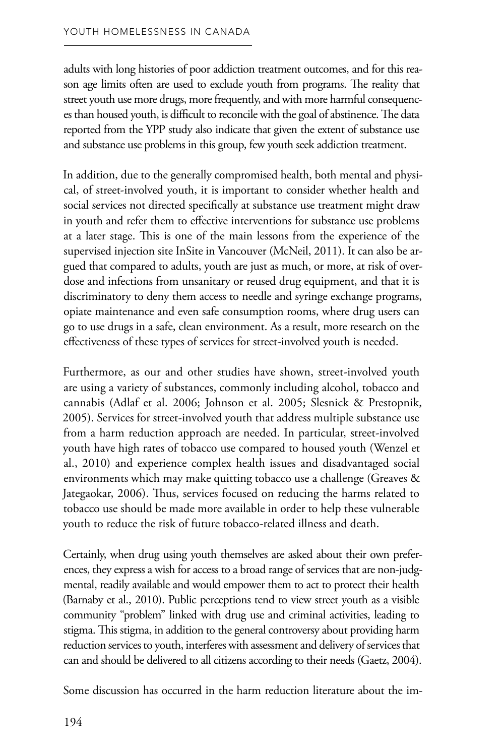adults with long histories of poor addiction treatment outcomes, and for this reason age limits often are used to exclude youth from programs. The reality that street youth use more drugs, more frequently, and with more harmful consequences than housed youth, is difficult to reconcile with the goal of abstinence. The data reported from the YPP study also indicate that given the extent of substance use and substance use problems in this group, few youth seek addiction treatment.

In addition, due to the generally compromised health, both mental and physical, of street-involved youth, it is important to consider whether health and social services not directed specifically at substance use treatment might draw in youth and refer them to effective interventions for substance use problems at a later stage. This is one of the main lessons from the experience of the supervised injection site InSite in Vancouver (McNeil, 2011). It can also be argued that compared to adults, youth are just as much, or more, at risk of overdose and infections from unsanitary or reused drug equipment, and that it is discriminatory to deny them access to needle and syringe exchange programs, opiate maintenance and even safe consumption rooms, where drug users can go to use drugs in a safe, clean environment. As a result, more research on the effectiveness of these types of services for street-involved youth is needed.

Furthermore, as our and other studies have shown, street-involved youth are using a variety of substances, commonly including alcohol, tobacco and cannabis (Adlaf et al. 2006; Johnson et al. 2005; Slesnick & Prestopnik, 2005). Services for street-involved youth that address multiple substance use from a harm reduction approach are needed. In particular, street-involved youth have high rates of tobacco use compared to housed youth (Wenzel et al., 2010) and experience complex health issues and disadvantaged social environments which may make quitting tobacco use a challenge (Greaves & Jategaokar, 2006). Thus, services focused on reducing the harms related to tobacco use should be made more available in order to help these vulnerable youth to reduce the risk of future tobacco-related illness and death.

Certainly, when drug using youth themselves are asked about their own preferences, they express a wish for access to a broad range of services that are non-judgmental, readily available and would empower them to act to protect their health (Barnaby et al., 2010). Public perceptions tend to view street youth as a visible community "problem" linked with drug use and criminal activities, leading to stigma. This stigma, in addition to the general controversy about providing harm reduction services to youth, interferes with assessment and delivery of services that can and should be delivered to all citizens according to their needs (Gaetz, 2004).

Some discussion has occurred in the harm reduction literature about the im-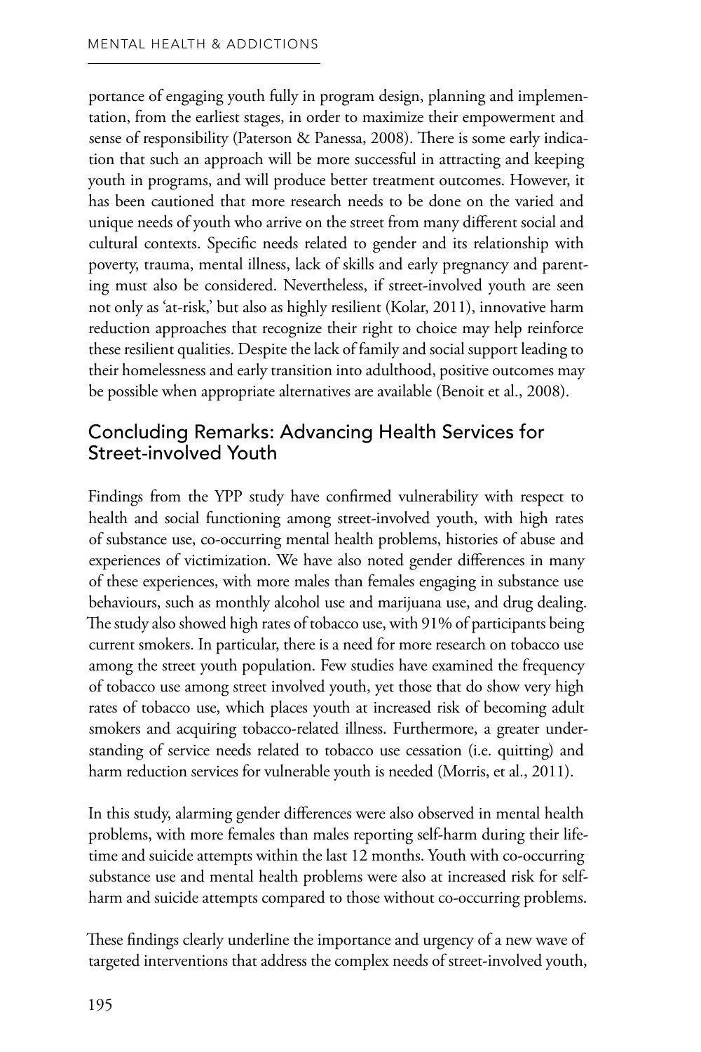portance of engaging youth fully in program design, planning and implementation, from the earliest stages, in order to maximize their empowerment and sense of responsibility (Paterson & Panessa, 2008). There is some early indication that such an approach will be more successful in attracting and keeping youth in programs, and will produce better treatment outcomes. However, it has been cautioned that more research needs to be done on the varied and unique needs of youth who arrive on the street from many different social and cultural contexts. Specific needs related to gender and its relationship with poverty, trauma, mental illness, lack of skills and early pregnancy and parenting must also be considered. Nevertheless, if street-involved youth are seen not only as 'at-risk,' but also as highly resilient (Kolar, 2011), innovative harm reduction approaches that recognize their right to choice may help reinforce these resilient qualities. Despite the lack of family and social support leading to their homelessness and early transition into adulthood, positive outcomes may be possible when appropriate alternatives are available (Benoit et al., 2008).

## Concluding Remarks: Advancing Health Services for Street-involved Youth

Findings from the YPP study have confirmed vulnerability with respect to health and social functioning among street-involved youth, with high rates of substance use, co-occurring mental health problems, histories of abuse and experiences of victimization. We have also noted gender differences in many of these experiences, with more males than females engaging in substance use behaviours, such as monthly alcohol use and marijuana use, and drug dealing. The study also showed high rates of tobacco use, with 91% of participants being current smokers. In particular, there is a need for more research on tobacco use among the street youth population. Few studies have examined the frequency of tobacco use among street involved youth, yet those that do show very high rates of tobacco use, which places youth at increased risk of becoming adult smokers and acquiring tobacco-related illness. Furthermore, a greater understanding of service needs related to tobacco use cessation (i.e. quitting) and harm reduction services for vulnerable youth is needed (Morris, et al., 2011).

In this study, alarming gender differences were also observed in mental health problems, with more females than males reporting self-harm during their lifetime and suicide attempts within the last 12 months. Youth with co-occurring substance use and mental health problems were also at increased risk for self-harm and suicide attempts compared to those without co-occurring problems.

These findings clearly underline the importance and urgency of a new wave of targeted interventions that address the complex needs of street-involved youth,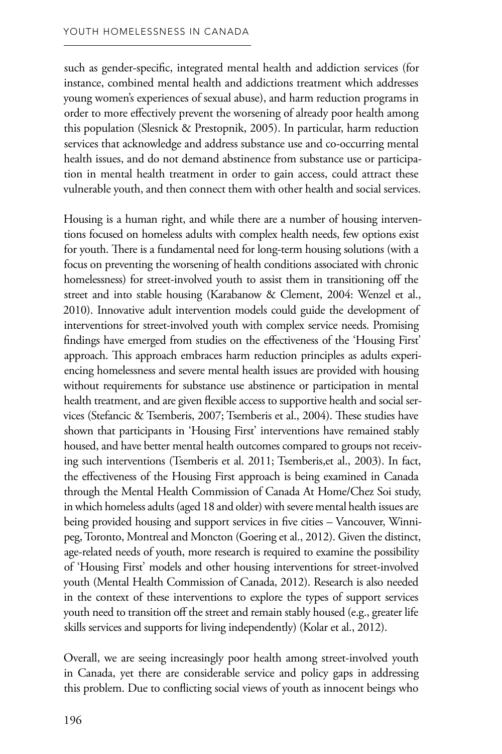such as gender-specific, integrated mental health and addiction services (for instance, combined mental health and addictions treatment which addresses young women's experiences of sexual abuse), and harm reduction programs in order to more effectively prevent the worsening of already poor health among this population (Slesnick & Prestopnik, 2005). In particular, harm reduction services that acknowledge and address substance use and co-occurring mental health issues, and do not demand abstinence from substance use or participation in mental health treatment in order to gain access, could attract these vulnerable youth, and then connect them with other health and social services.

Housing is a human right, and while there are a number of housing interventions focused on homeless adults with complex health needs, few options exist for youth. There is a fundamental need for long-term housing solutions (with a focus on preventing the worsening of health conditions associated with chronic homelessness) for street-involved youth to assist them in transitioning off the street and into stable housing (Karabanow & Clement, 2004: Wenzel et al., 2010). Innovative adult intervention models could guide the development of interventions for street-involved youth with complex service needs. Promising findings have emerged from studies on the effectiveness of the 'Housing First' approach. This approach embraces harm reduction principles as adults experiencing homelessness and severe mental health issues are provided with housing without requirements for substance use abstinence or participation in mental health treatment, and are given flexible access to supportive health and social services (Stefancic & Tsemberis, 2007; Tsemberis et al., 2004). These studies have shown that participants in 'Housing First' interventions have remained stably housed, and have better mental health outcomes compared to groups not receiving such interventions (Tsemberis et al. 2011; Tsemberis,et al., 2003). In fact, the effectiveness of the Housing First approach is being examined in Canada through the Mental Health Commission of Canada At Home/Chez Soi study, in which homeless adults (aged 18 and older) with severe mental health issues are being provided housing and support services in five cities – Vancouver, Winnipeg, Toronto, Montreal and Moncton (Goering et al., 2012). Given the distinct, age-related needs of youth, more research is required to examine the possibility of 'Housing First' models and other housing interventions for street-involved youth (Mental Health Commission of Canada, 2012). Research is also needed in the context of these interventions to explore the types of support services youth need to transition off the street and remain stably housed (e.g., greater life skills services and supports for living independently) (Kolar et al., 2012).

Overall, we are seeing increasingly poor health among street-involved youth in Canada, yet there are considerable service and policy gaps in addressing this problem. Due to conflicting social views of youth as innocent beings who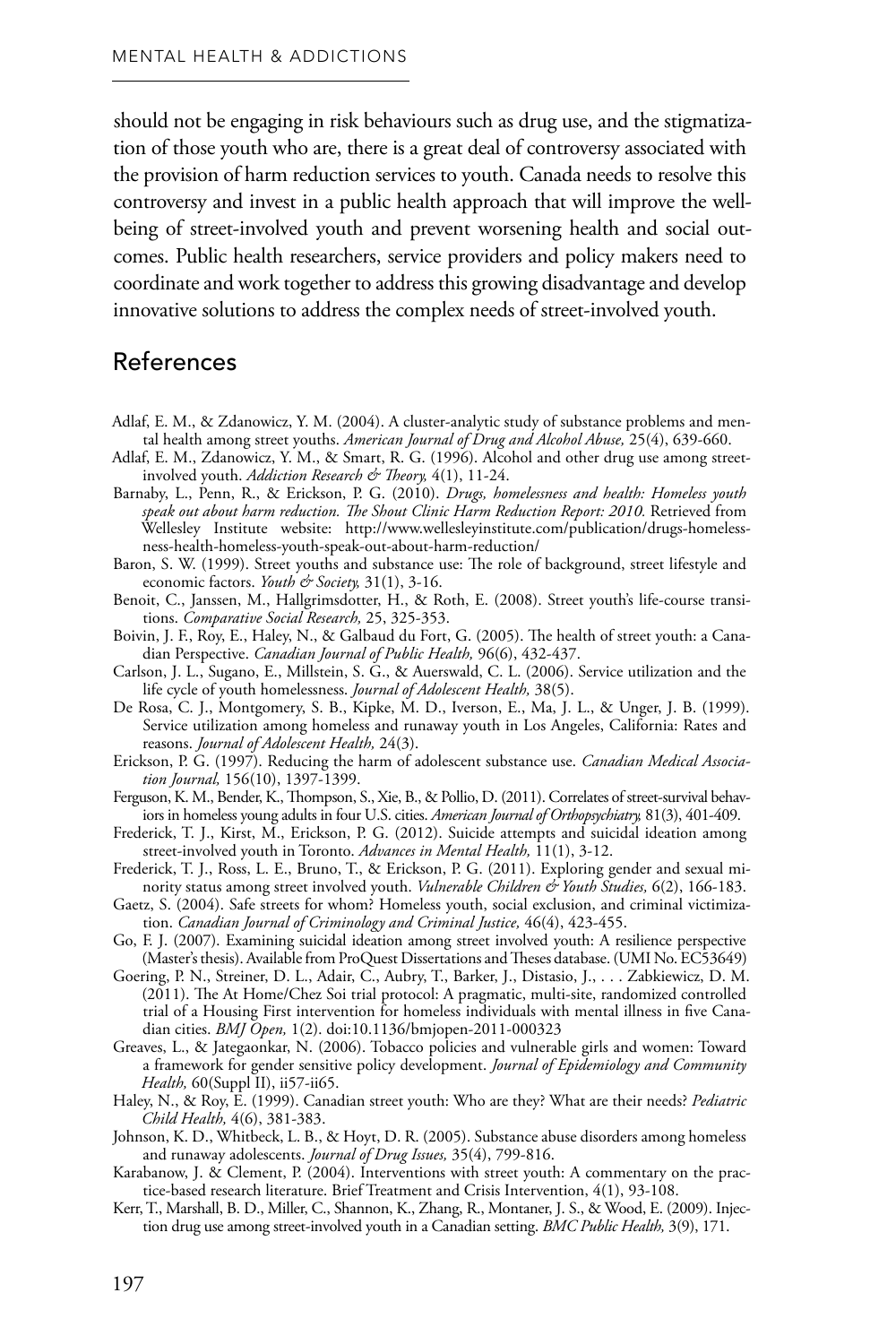should not be engaging in risk behaviours such as drug use, and the stigmatization of those youth who are, there is a great deal of controversy associated with the provision of harm reduction services to youth. Canada needs to resolve this controversy and invest in a public health approach that will improve the well-being of street-involved youth and prevent worsening health and social outcomes. Public health researchers, service providers and policy makers need to coordinate and work together to address this growing disadvantage and develop innovative solutions to address the complex needs of street-involved youth.

## References

Adlaf, E. M., & Zdanowicz, Y. M. (2004). A cluster-analytic study of substance problems and mental health among street youths. *American Journal of Drug and Alcohol Abuse,* 25(4), 639-660.

Adlaf, E. M., Zdanowicz, Y. M., & Smart, R. G. (1996). Alcohol and other drug use among street-involved youth. *Addiction Research & Theory,* 4(1), 11-24.

Barnaby, L., Penn, R., & Erickson, P. G. (2010). *Drugs, homelessness and health: Homeless youth speak out about harm reduction. The Shout Clinic Harm Reduction Report: 2010.* Retrieved from Wellesley Institute website: http://www.wellesleyinstitute.com/publication/drugs-homelessness-health-homeless-youth-speak-out-about-harm-reduction/

Baron, S. W. (1999). Street youths and substance use: The role of background, street lifestyle and economic factors. *Youth & Society,* 31(1), 3-16.

Benoit, C., Janssen, M., Hallgrimsdotter, H., & Roth, E. (2008). Street youth's life-course transitions. *Comparative Social Research,* 25, 325-353.

Boivin, J. F., Roy, E., Haley, N., & Galbaud du Fort, G. (2005). The health of street youth: a Canadian Perspective. *Canadian Journal of Public Health,* 96(6), 432-437.

Carlson, J. L., Sugano, E., Millstein, S. G., & Auerswald, C. L. (2006). Service utilization and the life cycle of youth homelessness. *Journal of Adolescent Health,* 38(5).

De Rosa, C. J., Montgomery, S. B., Kipke, M. D., Iverson, E., Ma, J. L., & Unger, J. B. (1999). Service utilization among homeless and runaway youth in Los Angeles, California: Rates and reasons. *Journal of Adolescent Health,* 24(3).

Erickson, P. G. (1997). Reducing the harm of adolescent substance use. *Canadian Medical Association Journal,* 156(10), 1397-1399.

Ferguson, K. M., Bender, K., Thompson, S., Xie, B., & Pollio, D. (2011). Correlates of street-survival behaviors in homeless young adults in four U.S. cities. *American Journal of Orthopsychiatry,* 81(3), 401-409.

Frederick, T. J., Kirst, M., Erickson, P. G. (2012). Suicide attempts and suicidal ideation among street-involved youth in Toronto. *Advances in Mental Health,* 11(1), 3-12.

Frederick, T. J., Ross, L. E., Bruno, T., & Erickson, P. G. (2011). Exploring gender and sexual minority status among street involved youth. *Vulnerable Children & Youth Studies,* 6(2), 166-183.

Gaetz, S. (2004). Safe streets for whom? Homeless youth, social exclusion, and criminal victimization. *Canadian Journal of Criminology and Criminal Justice,* 46(4), 423-455.

Go, F. J. (2007). Examining suicidal ideation among street involved youth: A resilience perspective (Master's thesis). Available from ProQuest Dissertations and Theses database. (UMI No. EC53649)

Goering, P. N., Streiner, D. L., Adair, C., Aubry, T., Barker, J., Distasio, J., . . . Zabkiewicz, D. M. (2011). The At Home/Chez Soi trial protocol: A pragmatic, multi-site, randomized controlled trial of a Housing First intervention for homeless individuals with mental illness in five Canadian cities. *BMJ Open,* 1(2). doi:10.1136/bmjopen-2011-000323

Greaves, L., & Jategaonkar, N. (2006). Tobacco policies and vulnerable girls and women: Toward a framework for gender sensitive policy development. *Journal of Epidemiology and Community Health,* 60(Suppl II), ii57-ii65.

Haley, N., & Roy, E. (1999). Canadian street youth: Who are they? What are their needs? *Pediatric Child Health,* 4(6), 381-383.

Johnson, K. D., Whitbeck, L. B., & Hoyt, D. R. (2005). Substance abuse disorders among homeless and runaway adolescents. *Journal of Drug Issues,* 35(4), 799-816.

Karabanow, J. & Clement, P. (2004). Interventions with street youth: A commentary on the practice-based research literature. Brief Treatment and Crisis Intervention, 4(1), 93-108.

Kerr, T., Marshall, B. D., Miller, C., Shannon, K., Zhang, R., Montaner, J. S., & Wood, E. (2009). Injection drug use among street-involved youth in a Canadian setting. *BMC Public Health,* 3(9), 171.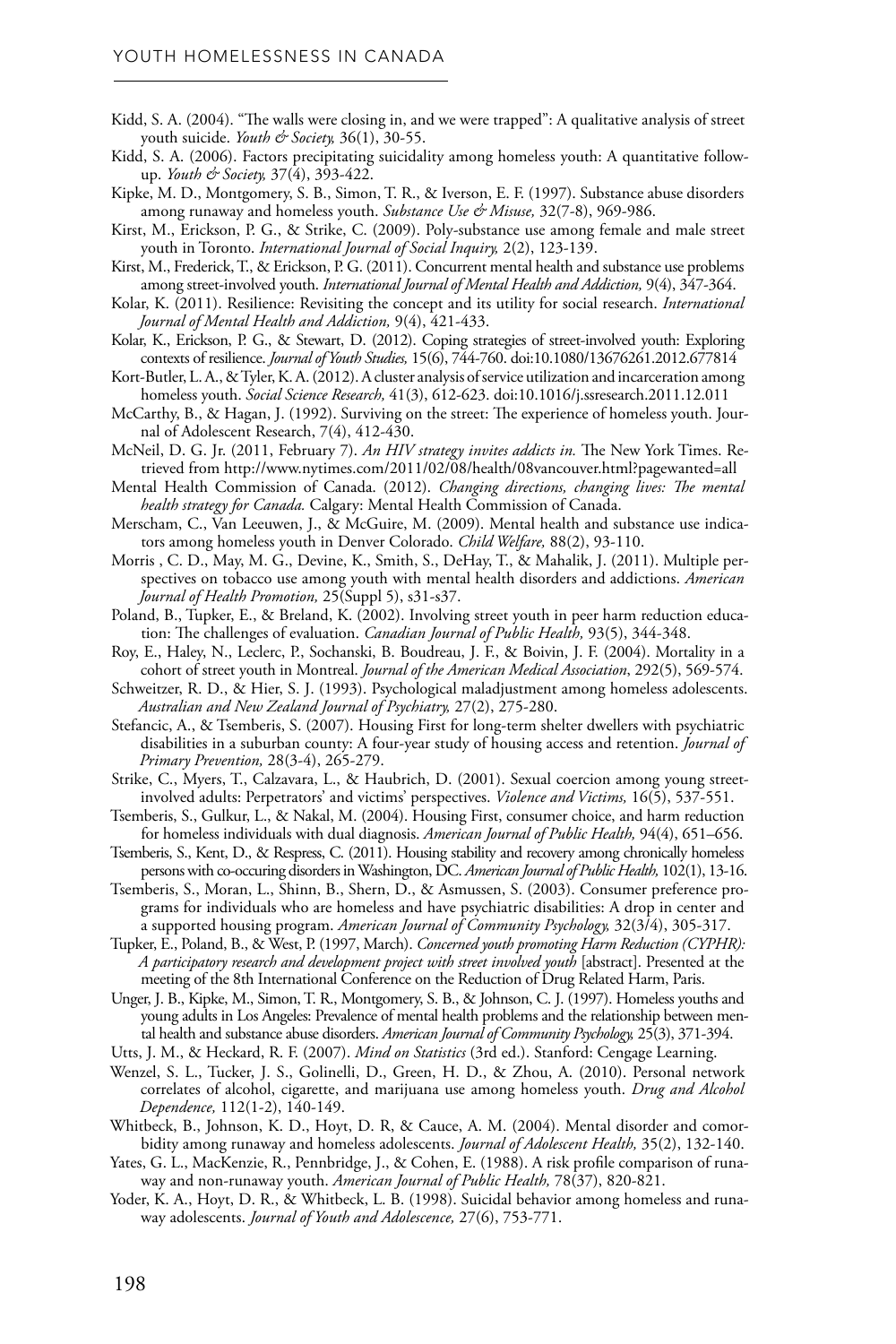Kidd, S. A. (2004). "The walls were closing in, and we were trapped": A qualitative analysis of street youth suicide. *Youth & Society,* 36(1), 30-55.

Kidd, S. A. (2006). Factors precipitating suicidality among homeless youth: A quantitative follow-up. *Youth & Society,* 37(4), 393-422.

Kipke, M. D., Montgomery, S. B., Simon, T. R., & Iverson, E. F. (1997). Substance abuse disorders among runaway and homeless youth. *Substance Use & Misuse,* 32(7-8), 969-986.

Kirst, M., Erickson, P. G., & Strike, C. (2009). Poly-substance use among female and male street youth in Toronto. *International Journal of Social Inquiry,* 2(2), 123-139.

Kirst, M., Frederick, T., & Erickson, P. G. (2011). Concurrent mental health and substance use problems among street-involved youth. *International Journal of Mental Health and Addiction,* 9(4), 347-364.

Kolar, K. (2011). Resilience: Revisiting the concept and its utility for social research. *International Journal of Mental Health and Addiction,* 9(4), 421-433.

Kolar, K., Erickson, P. G., & Stewart, D. (2012). Coping strategies of street-involved youth: Exploring contexts of resilience. *Journal of Youth Studies,* 15(6), 744-760. doi:10.1080/13676261.2012.677814

Kort-Butler, L. A., & Tyler, K. A. (2012). A cluster analysis of service utilization and incarceration among homeless youth. *Social Science Research,* 41(3), 612-623. doi:10.1016/j.ssresearch.2011.12.011

McCarthy, B., & Hagan, J. (1992). Surviving on the street: The experience of homeless youth. Journal of Adolescent Research, 7(4), 412-430.

McNeil, D. G. Jr. (2011, February 7). *An HIV strategy invites addicts in.* The New York Times. Retrieved from http://www.nytimes.com/2011/02/08/health/08vancouver.html?pagewanted=all

Mental Health Commission of Canada. (2012). *Changing directions, changing lives: The mental health strategy for Canada.* Calgary: Mental Health Commission of Canada.

Merscham, C., Van Leeuwen, J., & McGuire, M. (2009). Mental health and substance use indicators among homeless youth in Denver Colorado. *Child Welfare,* 88(2), 93-110.

Morris , C. D., May, M. G., Devine, K., Smith, S., DeHay, T., & Mahalik, J. (2011). Multiple perspectives on tobacco use among youth with mental health disorders and addictions. *American Journal of Health Promotion,* 25(Suppl 5), s31-s37.

Poland, B., Tupker, E., & Breland, K. (2002). Involving street youth in peer harm reduction education: The challenges of evaluation. *Canadian Journal of Public Health,* 93(5), 344-348.

Roy, E., Haley, N., Leclerc, P., Sochanski, B. Boudreau, J. F., & Boivin, J. F. (2004). Mortality in a cohort of street youth in Montreal. *Journal of the American Medical Association*, 292(5), 569-574.

Schweitzer, R. D., & Hier, S. J. (1993). Psychological maladjustment among homeless adolescents. *Australian and New Zealand Journal of Psychiatry,* 27(2), 275-280.

Stefancic, A., & Tsemberis, S. (2007). Housing First for long-term shelter dwellers with psychiatric disabilities in a suburban county: A four-year study of housing access and retention. *Journal of Primary Prevention,* 28(3-4), 265-279.

Strike, C., Myers, T., Calzavara, L., & Haubrich, D. (2001). Sexual coercion among young street-involved adults: Perpetrators' and victims' perspectives. *Violence and Victims,* 16(5), 537-551.

Tsemberis, S., Gulkur, L., & Nakal, M. (2004). Housing First, consumer choice, and harm reduction for homeless individuals with dual diagnosis. *American Journal of Public Health,* 94(4), 651–656.

Tsemberis, S., Kent, D., & Respress, C. (2011). Housing stability and recovery among chronically homeless persons with co-occuring disorders in Washington, DC. *American Journal of Public Health,* 102(1), 13-16.

Tsemberis, S., Moran, L., Shinn, B., Shern, D., & Asmussen, S. (2003). Consumer preference programs for individuals who are homeless and have psychiatric disabilities: A drop in center and a supported housing program. *American Journal of Community Psychology,* 32(3/4), 305-317.

Tupker, E., Poland, B., & West, P. (1997, March). *Concerned youth promoting Harm Reduction (CYPHR): A participatory research and development project with street involved youth* [abstract]. Presented at the meeting of the 8th International Conference on the Reduction of Drug Related Harm, Paris.

Unger, J. B., Kipke, M., Simon, T. R., Montgomery, S. B., & Johnson, C. J. (1997). Homeless youths and young adults in Los Angeles: Prevalence of mental health problems and the relationship between mental health and substance abuse disorders. *American Journal of Community Psychology,* 25(3), 371-394.

Utts, J. M., & Heckard, R. F. (2007). *Mind on Statistics* (3rd ed.). Stanford: Cengage Learning.

Wenzel, S. L., Tucker, J. S., Golinelli, D., Green, H. D., & Zhou, A. (2010). Personal network correlates of alcohol, cigarette, and marijuana use among homeless youth. *Drug and Alcohol Dependence,* 112(1-2), 140-149.

Whitbeck, B., Johnson, K. D., Hoyt, D. R, & Cauce, A. M. (2004). Mental disorder and comorbidity among runaway and homeless adolescents. *Journal of Adolescent Health,* 35(2), 132-140.

Yates, G. L., MacKenzie, R., Pennbridge, J., & Cohen, E. (1988). A risk profile comparison of runaway and non-runaway youth. *American Journal of Public Health,* 78(37), 820-821.

Yoder, K. A., Hoyt, D. R., & Whitbeck, L. B. (1998). Suicidal behavior among homeless and runaway adolescents. *Journal of Youth and Adolescence,* 27(6), 753-771.